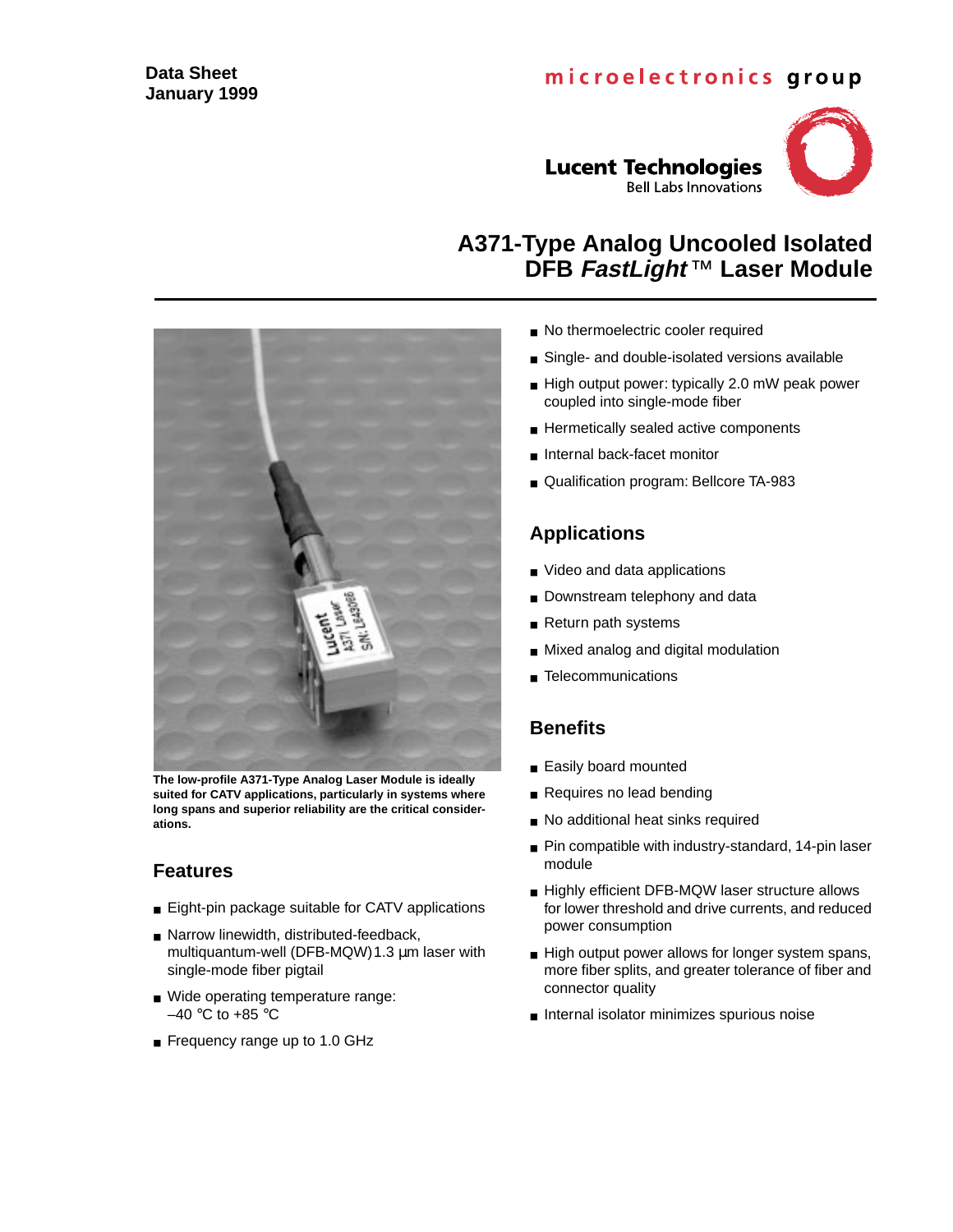Data Sheet
January 1999

microelectronics group

Lucent Technologies
Bell Labs Innovations

# A371-Type Analog Uncooled Isolated DFB *FastLight*™ Laser Module

**The low-profile A371-Type Analog Laser Module is ideally suited for CATV applications, particularly in systems where long spans and superior reliability are the critical considerations.**

## Features

- Eight-pin package suitable for CATV applications
- Narrow linewidth, distributed-feedback, multiquantum-well (DFB-MQW) 1.3 µm laser with single-mode fiber pigtail
- Wide operating temperature range: –40 °C to +85 °C
- Frequency range up to 1.0 GHz
- No thermoelectric cooler required
- Single- and double-isolated versions available
- High output power: typically 2.0 mW peak power coupled into single-mode fiber
- Hermetically sealed active components
- Internal back-facet monitor
- Qualification program: Bellcore TA-983

## Applications

- Video and data applications
- Downstream telephony and data
- Return path systems
- Mixed analog and digital modulation
- Telecommunications

## Benefits

- Easily board mounted
- Requires no lead bending
- No additional heat sinks required
- Pin compatible with industry-standard, 14-pin laser module
- Highly efficient DFB-MQW laser structure allows for lower threshold and drive currents, and reduced power consumption
- High output power allows for longer system spans, more fiber splits, and greater tolerance of fiber and connector quality
- Internal isolator minimizes spurious noise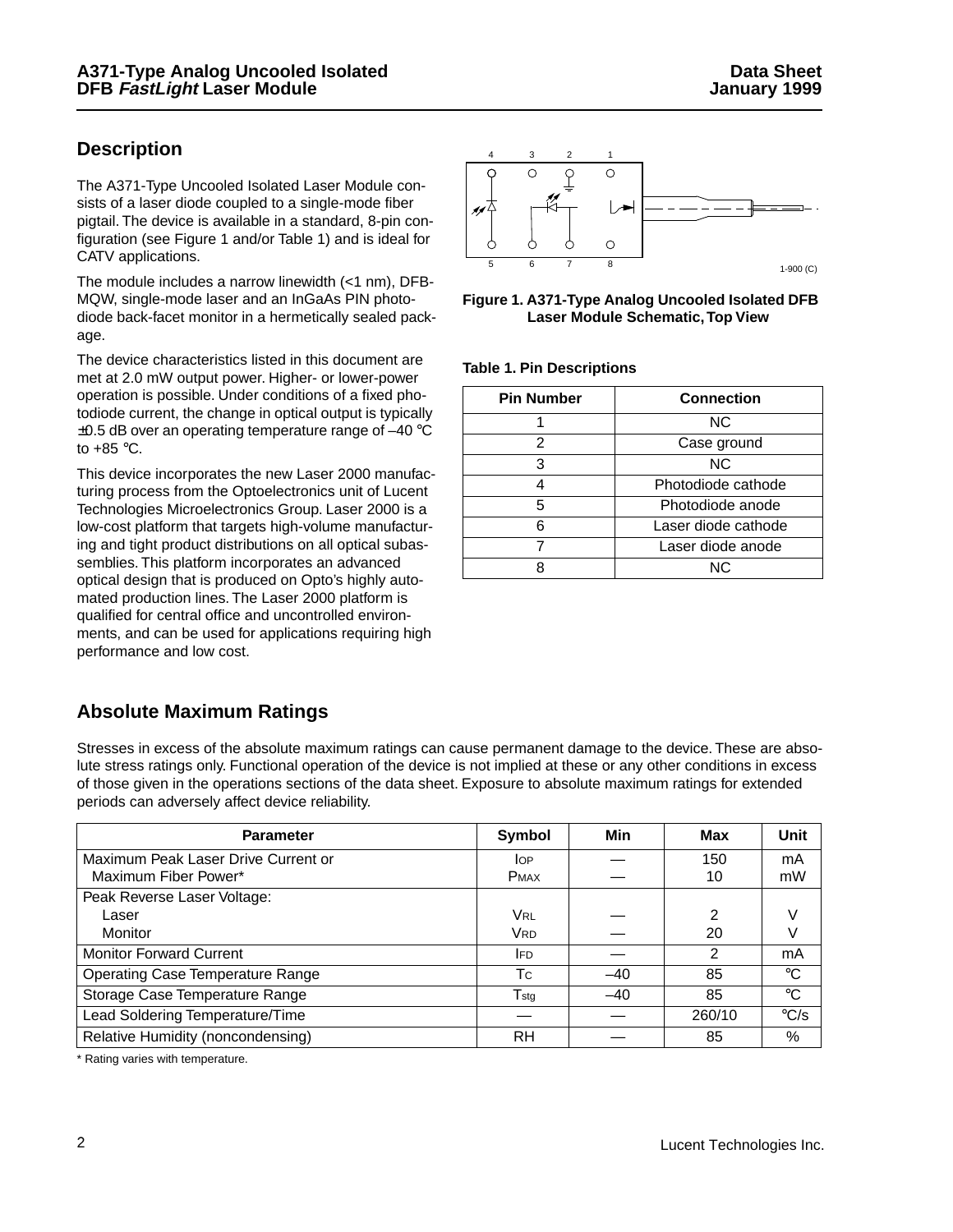## Description

The A371-Type Uncooled Isolated Laser Module consists of a laser diode coupled to a single-mode fiber pigtail. The device is available in a standard, 8-pin configuration (see Figure 1 and/or Table 1) and is ideal for CATV applications.

The module includes a narrow linewidth (<1 nm), DFB-MQW, single-mode laser and an InGaAs PIN photodiode back-facet monitor in a hermetically sealed package.

The device characteristics listed in this document are met at 2.0 mW output power. Higher- or lower-power operation is possible. Under conditions of a fixed photodiode current, the change in optical output is typically ±0.5 dB over an operating temperature range of –40 °C to +85 °C.

This device incorporates the new Laser 2000 manufacturing process from the Optoelectronics unit of Lucent Technologies Microelectronics Group. Laser 2000 is a low-cost platform that targets high-volume manufacturing and tight product distributions on all optical subassemblies. This platform incorporates an advanced optical design that is produced on Opto's highly automated production lines. The Laser 2000 platform is qualified for central office and uncontrolled environments, and can be used for applications requiring high performance and low cost.

**Figure 1. A371-Type Analog Uncooled Isolated DFB Laser Module Schematic, Top View**

**Table 1. Pin Descriptions**

| Pin Number | Connection |
|---|---|
| 1 | NC |
| 2 | Case ground |
| 3 | NC |
| 4 | Photodiode cathode |
| 5 | Photodiode anode |
| 6 | Laser diode cathode |
| 7 | Laser diode anode |
| 8 | NC |

## Absolute Maximum Ratings

Stresses in excess of the absolute maximum ratings can cause permanent damage to the device. These are absolute stress ratings only. Functional operation of the device is not implied at these or any other conditions in excess of those given in the operations sections of the data sheet. Exposure to absolute maximum ratings for extended periods can adversely affect device reliability.

| Parameter | Symbol | Min | Max | Unit |
|---|---|---|---|---|
| Maximum Peak Laser Drive Current or Maximum Fiber Power* | $I_{OP}$<br>$P_{MAX}$ | —<br>— | 150<br>10 | mA<br>mW |
| Peak Reverse Laser Voltage: | | | | |
| Laser | $V_{RL}$ | — | 2 | V |
| Monitor | $V_{RD}$ | — | 20 | V |
| Monitor Forward Current | $I_{FD}$ | — | 2 | mA |
| Operating Case Temperature Range | $T_C$ | –40 | 85 | °C |
| Storage Case Temperature Range | $T_{stg}$ | –40 | 85 | °C |
| Lead Soldering Temperature/Time | — | — | 260/10 | °C/s |
| Relative Humidity (noncondensing) | RH | — | 85 | % |

\* Rating varies with temperature.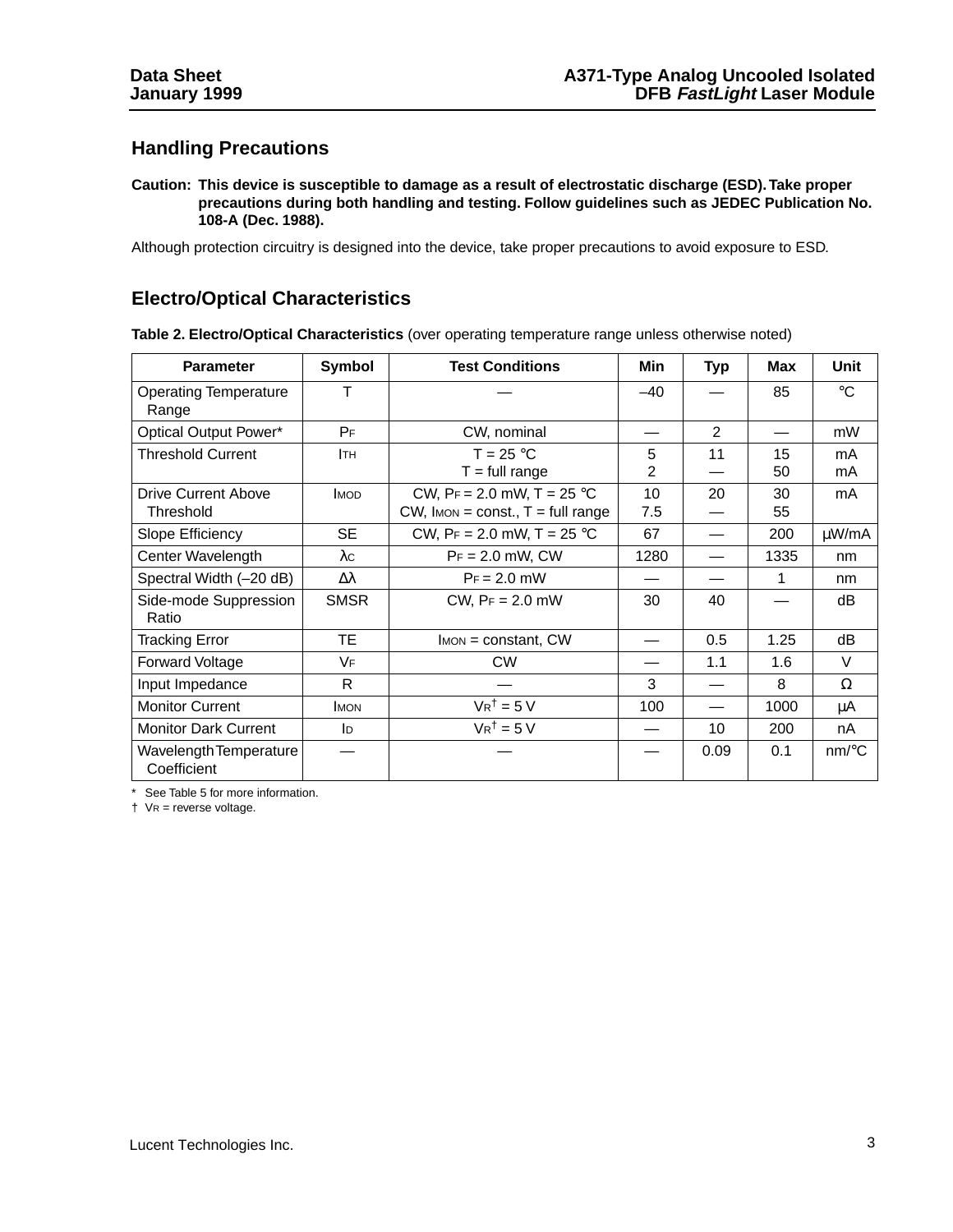## Handling Precautions

**Caution: This device is susceptible to damage as a result of electrostatic discharge (ESD). Take proper precautions during both handling and testing. Follow guidelines such as JEDEC Publication No. 108-A (Dec. 1988).**

Although protection circuitry is designed into the device, take proper precautions to avoid exposure to ESD.

## Electro/Optical Characteristics

**Table 2. Electro/Optical Characteristics** (over operating temperature range unless otherwise noted)

| Parameter | Symbol | Test Conditions | Min | Typ | Max | Unit |
|---|---|---|---|---|---|---|
| Operating Temperature Range | T | — | –40 | — | 85 | °C |
| Optical Output Power* | $P_F$ | CW, nominal | — | 2 | — | mW |
| Threshold Current | $I_{TH}$ | T = 25 °C<br>T = full range | 5<br>2 | 11<br>— | 15<br>50 | mA<br>mA |
| Drive Current Above Threshold | $I_{MOD}$ | CW, $P_F$ = 2.0 mW, T = 25 °C<br>CW, $I_{MON}$ = const., T = full range | 10<br>7.5 | 20<br>— | 30<br>55 | mA |
| Slope Efficiency | SE | CW, $P_F$ = 2.0 mW, T = 25 °C | 67 | — | 200 | µW/mA |
| Center Wavelength | $\lambda_C$ | $P_F$ = 2.0 mW, CW | 1280 | — | 1335 | nm |
| Spectral Width (–20 dB) | $\Delta\lambda$ | $P_F$ = 2.0 mW | — | — | 1 | nm |
| Side-mode Suppression Ratio | SMSR | CW, $P_F$ = 2.0 mW | 30 | 40 | — | dB |
| Tracking Error | TE | $I_{MON}$ = constant, CW | — | 0.5 | 1.25 | dB |
| Forward Voltage | $V_F$ | CW | — | 1.1 | 1.6 | V |
| Input Impedance | R | — | 3 | — | 8 | Ω |
| Monitor Current | $I_{MON}$ | $V_R$† = 5 V | 100 | — | 1000 | µA |
| Monitor Dark Current | $I_D$ | $V_R$† = 5 V | — | 10 | 200 | nA |
| Wavelength Temperature Coefficient | — | — | — | 0.09 | 0.1 | nm/°C |

\* See Table 5 for more information.
† $V_R$ = reverse voltage.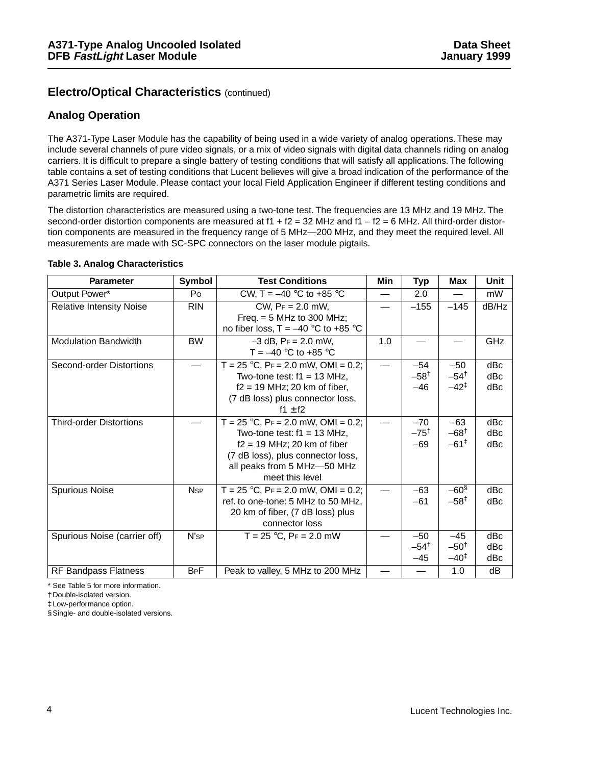## Electro/Optical Characteristics (continued)

## Analog Operation

The A371-Type Laser Module has the capability of being used in a wide variety of analog operations. These may include several channels of pure video signals, or a mix of video signals with digital data channels riding on analog carriers. It is difficult to prepare a single battery of testing conditions that will satisfy all applications. The following table contains a set of testing conditions that Lucent believes will give a broad indication of the performance of the A371 Series Laser Module. Please contact your local Field Application Engineer if different testing conditions and parametric limits are required.

The distortion characteristics are measured using a two-tone test. The frequencies are 13 MHz and 19 MHz. The second-order distortion components are measured at f1 + f2 = 32 MHz and f1 – f2 = 6 MHz. All third-order distortion components are measured in the frequency range of 5 MHz—200 MHz, and they meet the required level. All measurements are made with SC-SPC connectors on the laser module pigtails.

**Table 3. Analog Characteristics**

| Parameter | Symbol | Test Conditions | Min | Typ | Max | Unit |
|---|---|---|---|---|---|---|
| Output Power* | $P_O$ | CW, T = –40 °C to +85 °C | — | 2.0 | — | mW |
| Relative Intensity Noise | RIN | CW, $P_F$ = 2.0 mW, Freq. = 5 MHz to 300 MHz; no fiber loss, T = –40 °C to +85 °C | — | –155 | –145 | dB/Hz |
| Modulation Bandwidth | BW | –3 dB, $P_F$ = 2.0 mW, T = –40 °C to +85 °C | 1.0 | — | — | GHz |
| Second-order Distortions | — | T = 25 °C, $P_F$ = 2.0 mW, OMI = 0.2; Two-tone test: f1 = 13 MHz, f2 = 19 MHz; 20 km of fiber, (7 dB loss) plus connector loss, f1 ± f2 | — | –54<br>–58†<br>–46 | –50<br>–54†<br>–42‡ | dBc<br>dBc<br>dBc |
| Third-order Distortions | — | T = 25 °C, $P_F$ = 2.0 mW, OMI = 0.2; Two-tone test: f1 = 13 MHz, f2 = 19 MHz; 20 km of fiber (7 dB loss), plus connector loss, all peaks from 5 MHz—50 MHz meet this level | — | –70<br>–75†<br>–69 | –63<br>–68†<br>–61‡ | dBc<br>dBc<br>dBc |
| Spurious Noise | $N_{SP}$ | T = 25 °C, $P_F$ = 2.0 mW, OMI = 0.2; ref. to one-tone: 5 MHz to 50 MHz, 20 km of fiber, (7 dB loss) plus connector loss | — | –63<br>–61 | –60§<br>–58‡ | dBc<br>dBc |
| Spurious Noise (carrier off) | $N'_{SP}$ | T = 25 °C, $P_F$ = 2.0 mW | — | –50<br>–54†<br>–45 | –45<br>–50†<br>–40‡ | dBc<br>dBc<br>dBc |
| RF Bandpass Flatness | $B_PF$ | Peak to valley, 5 MHz to 200 MHz | — | — | 1.0 | dB |

\* See Table 5 for more information.
† Double-isolated version.
‡ Low-performance option.
§ Single- and double-isolated versions.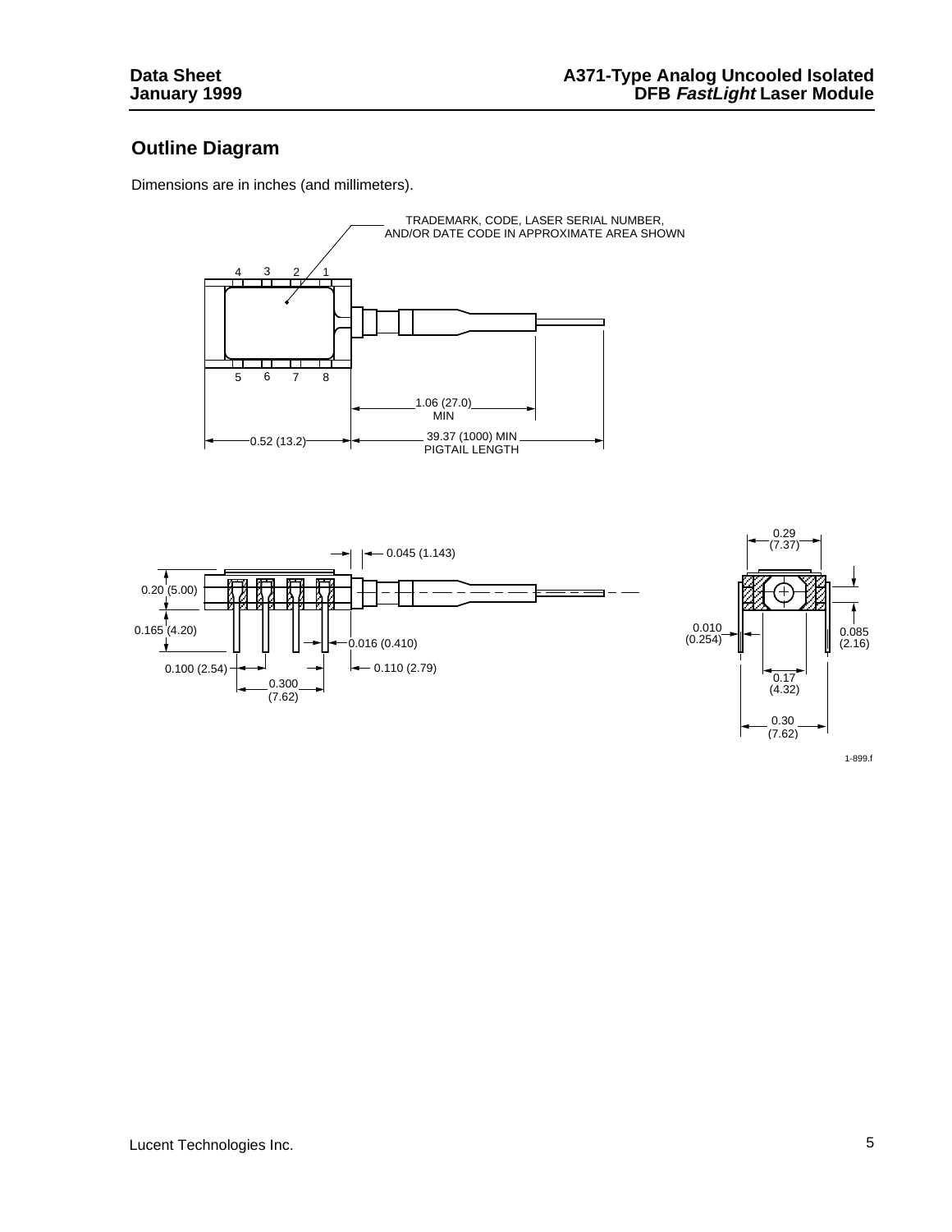## Outline Diagram

Dimensions are in inches (and millimeters).

TRADEMARK, CODE, LASER SERIAL NUMBER, AND/OR DATE CODE IN APPROXIMATE AREA SHOWN

4 3 2 1

5 6 7 8

1.06 (27.0) MIN

0.52 (13.2)

39.37 (1000) MIN PIGTAIL LENGTH

0.045 (1.143)

0.20 (5.00)

0.165 (4.20)

0.016 (0.410)

0.100 (2.54)

0.110 (2.79)

0.300 (7.62)

0.29 (7.37)

0.010 (0.254)

0.085 (2.16)

0.17 (4.32)

0.30 (7.62)

1-899.f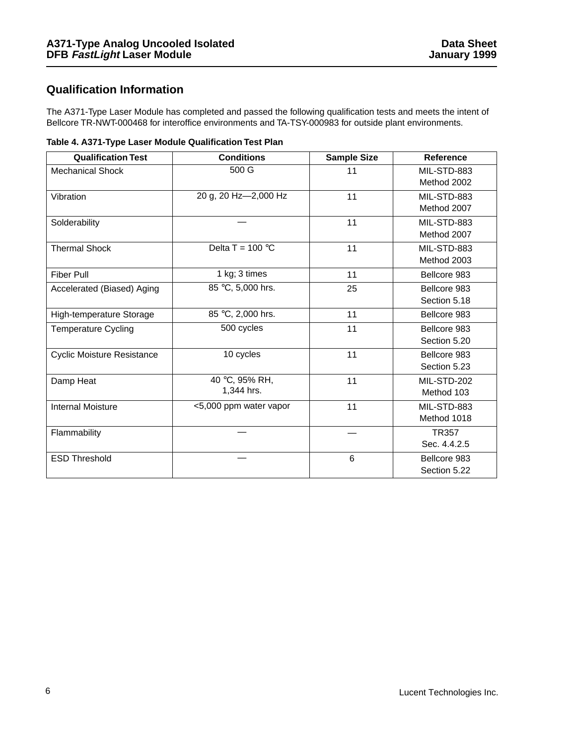## Qualification Information

The A371-Type Laser Module has completed and passed the following qualification tests and meets the intent of Bellcore TR-NWT-000468 for interoffice environments and TA-TSY-000983 for outside plant environments.

**Table 4. A371-Type Laser Module Qualification Test Plan**

| Qualification Test | Conditions | Sample Size | Reference |
|---|---|---|---|
| Mechanical Shock | 500 G | 11 | MIL-STD-883 Method 2002 |
| Vibration | 20 g, 20 Hz—2,000 Hz | 11 | MIL-STD-883 Method 2007 |
| Solderability | — | 11 | MIL-STD-883 Method 2007 |
| Thermal Shock | Delta T = 100 °C | 11 | MIL-STD-883 Method 2003 |
| Fiber Pull | 1 kg; 3 times | 11 | Bellcore 983 |
| Accelerated (Biased) Aging | 85 °C, 5,000 hrs. | 25 | Bellcore 983 Section 5.18 |
| High-temperature Storage | 85 °C, 2,000 hrs. | 11 | Bellcore 983 |
| Temperature Cycling | 500 cycles | 11 | Bellcore 983 Section 5.20 |
| Cyclic Moisture Resistance | 10 cycles | 11 | Bellcore 983 Section 5.23 |
| Damp Heat | 40 °C, 95% RH, 1,344 hrs. | 11 | MIL-STD-202 Method 103 |
| Internal Moisture | <5,000 ppm water vapor | 11 | MIL-STD-883 Method 1018 |
| Flammability | — | — | TR357 Sec. 4.4.2.5 |
| ESD Threshold | — | 6 | Bellcore 983 Section 5.22 |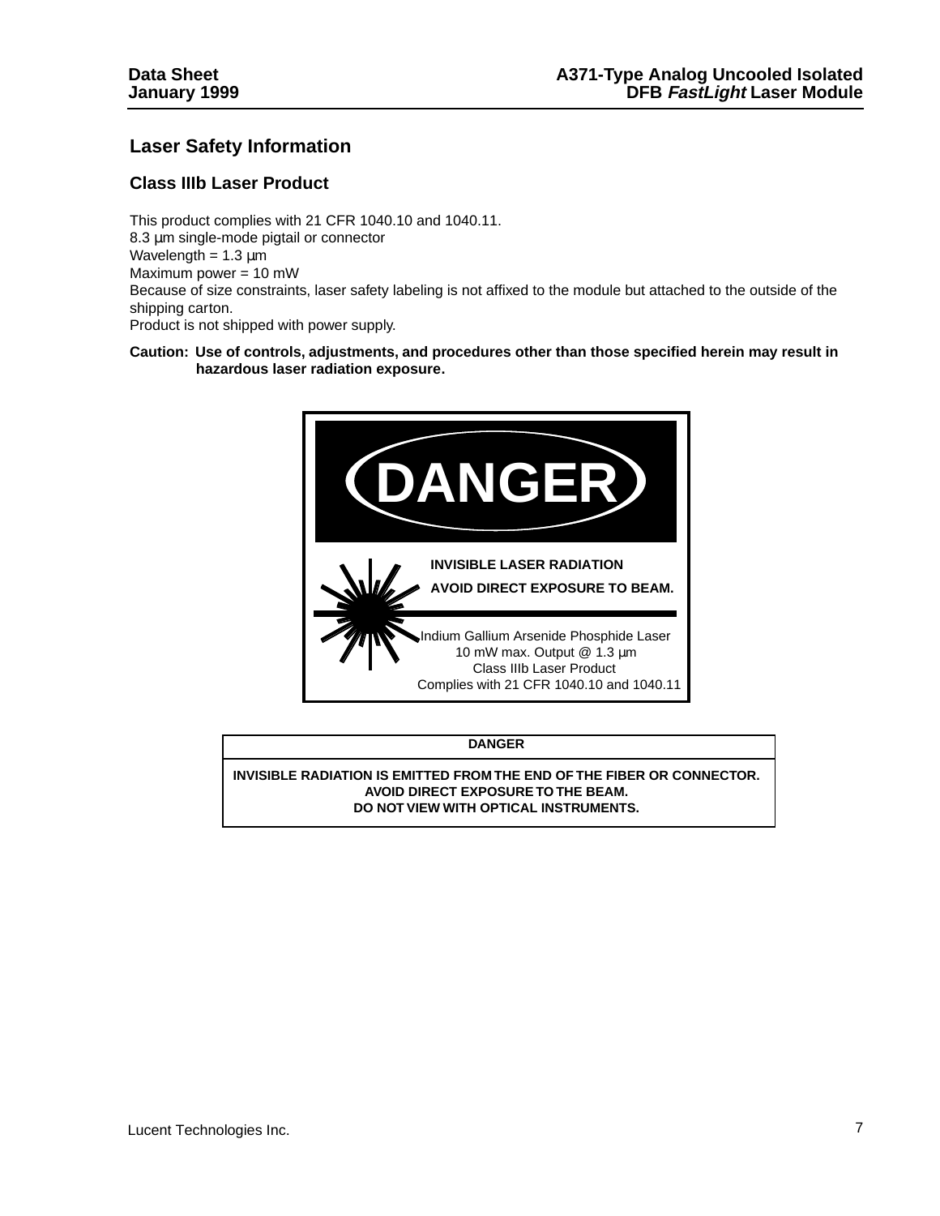## Laser Safety Information

### Class IIIb Laser Product

This product complies with 21 CFR 1040.10 and 1040.11.
8.3 µm single-mode pigtail or connector
Wavelength = 1.3 µm
Maximum power = 10 mW
Because of size constraints, laser safety labeling is not affixed to the module but attached to the outside of the shipping carton.
Product is not shipped with power supply.

**Caution: Use of controls, adjustments, and procedures other than those specified herein may result in hazardous laser radiation exposure.**

**DANGER**

**INVISIBLE LASER RADIATION**

**AVOID DIRECT EXPOSURE TO BEAM.**

Indium Gallium Arsenide Phosphide Laser
10 mW max. Output @ 1.3 µm
Class IIIb Laser Product
Complies with 21 CFR 1040.10 and 1040.11

| DANGER |
|---|
| INVISIBLE RADIATION IS EMITTED FROM THE END OF THE FIBER OR CONNECTOR.<br>AVOID DIRECT EXPOSURE TO THE BEAM.<br>DO NOT VIEW WITH OPTICAL INSTRUMENTS. |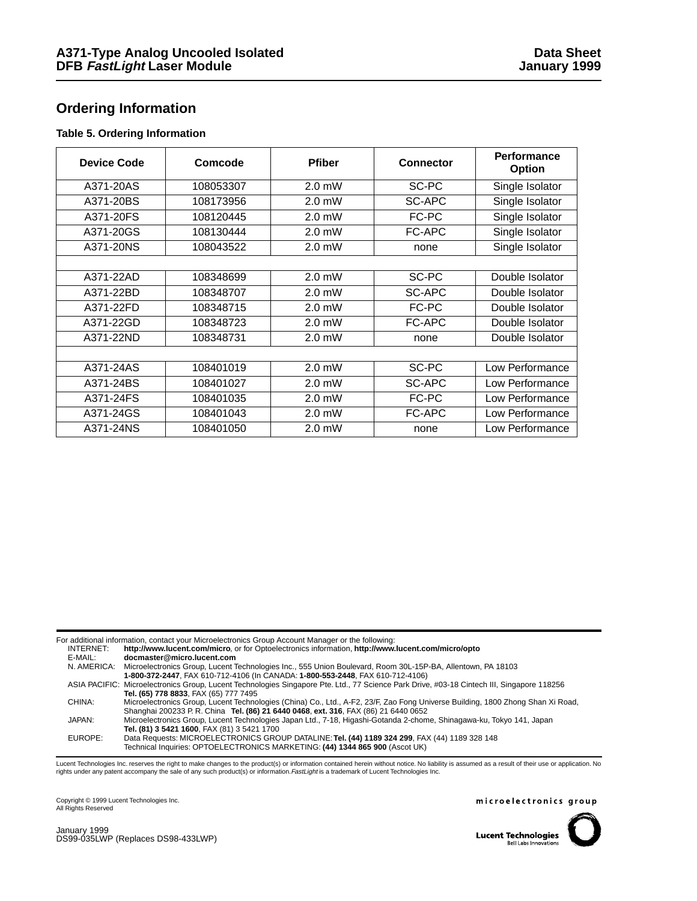## Ordering Information

**Table 5. Ordering Information**

| Device Code | Comcode | Pfiber | Connector | Performance Option |
|---|---|---|---|---|
| A371-20AS | 108053307 | 2.0 mW | SC-PC | Single Isolator |
| A371-20BS | 108173956 | 2.0 mW | SC-APC | Single Isolator |
| A371-20FS | 108120445 | 2.0 mW | FC-PC | Single Isolator |
| A371-20GS | 108130444 | 2.0 mW | FC-APC | Single Isolator |
| A371-20NS | 108043522 | 2.0 mW | none | Single Isolator |
| | | | | |
| A371-22AD | 108348699 | 2.0 mW | SC-PC | Double Isolator |
| A371-22BD | 108348707 | 2.0 mW | SC-APC | Double Isolator |
| A371-22FD | 108348715 | 2.0 mW | FC-PC | Double Isolator |
| A371-22GD | 108348723 | 2.0 mW | FC-APC | Double Isolator |
| A371-22ND | 108348731 | 2.0 mW | none | Double Isolator |
| | | | | |
| A371-24AS | 108401019 | 2.0 mW | SC-PC | Low Performance |
| A371-24BS | 108401027 | 2.0 mW | SC-APC | Low Performance |
| A371-24FS | 108401035 | 2.0 mW | FC-PC | Low Performance |
| A371-24GS | 108401043 | 2.0 mW | FC-APC | Low Performance |
| A371-24NS | 108401050 | 2.0 mW | none | Low Performance |

For additional information, contact your Microelectronics Group Account Manager or the following:

INTERNET: **http://www.lucent.com/micro**, or for Optoelectronics information, **http://www.lucent.com/micro/opto**
E-MAIL: **docmaster@micro.lucent.com**
N. AMERICA: Microelectronics Group, Lucent Technologies Inc., 555 Union Boulevard, Room 30L-15P-BA, Allentown, PA 18103
**1-800-372-2447**, FAX 610-712-4106 (In CANADA: **1-800-553-2448**, FAX 610-712-4106)
ASIA PACIFIC: Microelectronics Group, Lucent Technologies Singapore Pte. Ltd., 77 Science Park Drive, #03-18 Cintech III, Singapore 118256
**Tel. (65) 778 8833**, FAX (65) 777 7495
CHINA: Microelectronics Group, Lucent Technologies (China) Co., Ltd., A-F2, 23/F, Zao Fong Universe Building, 1800 Zhong Shan Xi Road, Shanghai 200233 P. R. China **Tel. (86) 21 6440 0468**, **ext. 316**, FAX (86) 21 6440 0652
JAPAN: Microelectronics Group, Lucent Technologies Japan Ltd., 7-18, Higashi-Gotanda 2-chome, Shinagawa-ku, Tokyo 141, Japan
**Tel. (81) 3 5421 1600**, FAX (81) 3 5421 1700
EUROPE: Data Requests: MICROELECTRONICS GROUP DATALINE: **Tel. (44) 1189 324 299**, FAX (44) 1189 328 148
Technical Inquiries: OPTOELECTRONICS MARKETING: **(44) 1344 865 900** (Ascot UK)

Lucent Technologies Inc. reserves the right to make changes to the product(s) or information contained herein without notice. No liability is assumed as a result of their use or application. No rights under any patent accompany the sale of any such product(s) or information. *FastLight* is a trademark of Lucent Technologies Inc.

Copyright © 1999 Lucent Technologies Inc.
All Rights Reserved

January 1999
DS99-035LWP (Replaces DS98-433LWP)

microelectronics group

Lucent Technologies
Bell Labs Innovations